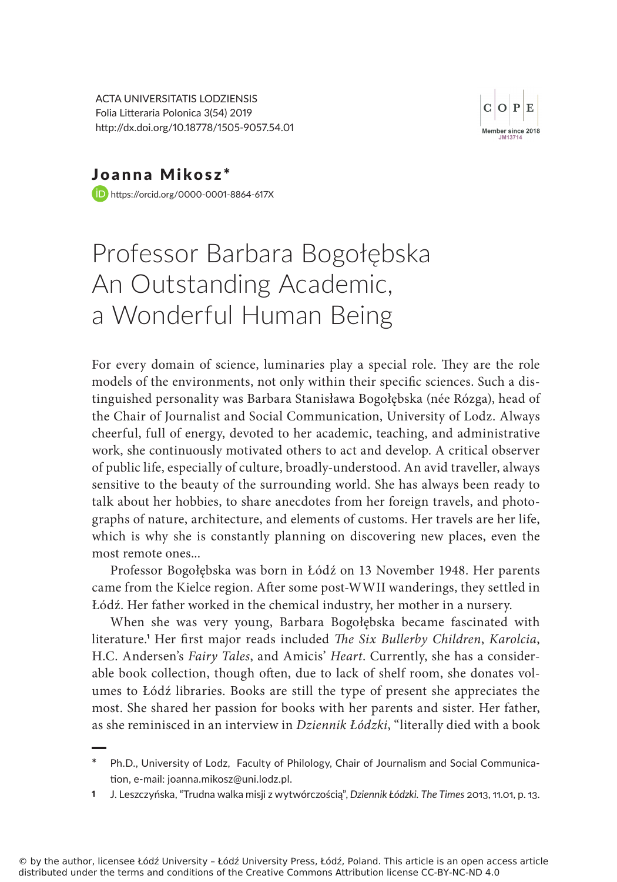ACTA UNIVERSITATIS LODZIENSIS
Folia Litteraria Polonica 3(54) 2019
http://dx.doi.org/10.18778/1505-9057.54.01

**Joanna Mikosz***

https://orcid.org/0000-0001-8864-617X

# Professor Barbara Bogołębska An Outstanding Academic, a Wonderful Human Being

For every domain of science, luminaries play a special role. They are the role models of the environments, not only within their specific sciences. Such a distinguished personality was Barbara Stanisława Bogołębska (née Rózga), head of the Chair of Journalist and Social Communication, University of Lodz. Always cheerful, full of energy, devoted to her academic, teaching, and administrative work, she continuously motivated others to act and develop. A critical observer of public life, especially of culture, broadly-understood. An avid traveller, always sensitive to the beauty of the surrounding world. She has always been ready to talk about her hobbies, to share anecdotes from her foreign travels, and photographs of nature, architecture, and elements of customs. Her travels are her life, which is why she is constantly planning on discovering new places, even the most remote ones…

Professor Bogołębska was born in Łódź on 13 November 1948. Her parents came from the Kielce region. After some post-WWII wanderings, they settled in Łódź. Her father worked in the chemical industry, her mother in a nursery.

When she was very young, Barbara Bogołębska became fascinated with literature.[1] Her first major reads included *The Six Bullerby Children*, *Karolcia*, H.C. Andersen's *Fairy Tales*, and Amicis' *Heart*. Currently, she has a considerable book collection, though often, due to lack of shelf room, she donates volumes to Łódź libraries. Books are still the type of present she appreciates the most. She shared her passion for books with her parents and sister. Her father, as she reminisced in an interview in *Dziennik Łódzki*, "literally died with a book

---

\* Ph.D., University of Lodz, Faculty of Philology, Chair of Journalism and Social Communication, e-mail: joanna.mikosz@uni.lodz.pl.

1 J. Leszczyńska, "Trudna walka misji z wytwórczością", *Dziennik Łódzki. The Times* 2013, 11.01, p. 13.

© by the author, licensee Łódź University – Łódź University Press, Łódź, Poland. This article is an open access article distributed under the terms and conditions of the Creative Commons Attribution license CC-BY-NC-ND 4.0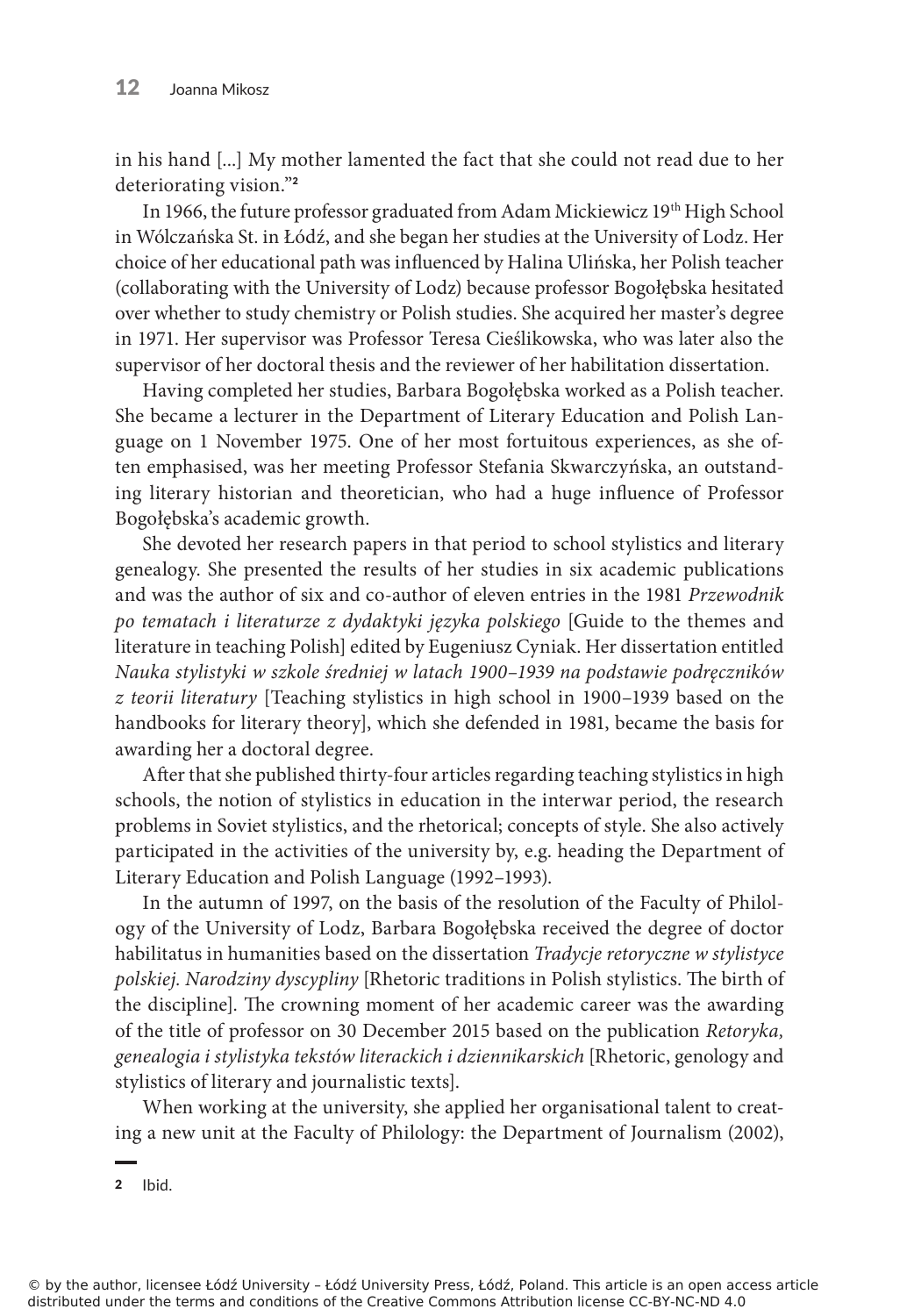in his hand [...] My mother lamented the fact that she could not read due to her deteriorating vision."[2]

In 1966, the future professor graduated from Adam Mickiewicz 19th High School in Wólczańska St. in Łódź, and she began her studies at the University of Lodz. Her choice of her educational path was influenced by Halina Ulińska, her Polish teacher (collaborating with the University of Lodz) because professor Bogołębska hesitated over whether to study chemistry or Polish studies. She acquired her master's degree in 1971. Her supervisor was Professor Teresa Cieślikowska, who was later also the supervisor of her doctoral thesis and the reviewer of her habilitation dissertation.

Having completed her studies, Barbara Bogołębska worked as a Polish teacher. She became a lecturer in the Department of Literary Education and Polish Language on 1 November 1975. One of her most fortuitous experiences, as she often emphasised, was her meeting Professor Stefania Skwarczyńska, an outstanding literary historian and theoretician, who had a huge influence of Professor Bogołębska's academic growth.

She devoted her research papers in that period to school stylistics and literary genealogy. She presented the results of her studies in six academic publications and was the author of six and co-author of eleven entries in the 1981 *Przewodnik po tematach i literaturze z dydaktyki języka polskiego* [Guide to the themes and literature in teaching Polish] edited by Eugeniusz Cyniak. Her dissertation entitled *Nauka stylistyki w szkole średniej w latach 1900–1939 na podstawie podręczników z teorii literatury* [Teaching stylistics in high school in 1900–1939 based on the handbooks for literary theory], which she defended in 1981, became the basis for awarding her a doctoral degree.

After that she published thirty-four articles regarding teaching stylistics in high schools, the notion of stylistics in education in the interwar period, the research problems in Soviet stylistics, and the rhetorical; concepts of style. She also actively participated in the activities of the university by, e.g. heading the Department of Literary Education and Polish Language (1992–1993).

In the autumn of 1997, on the basis of the resolution of the Faculty of Philology of the University of Lodz, Barbara Bogołębska received the degree of doctor habilitatus in humanities based on the dissertation *Tradycje retoryczne w stylistyce polskiej. Narodziny dyscypliny* [Rhetoric traditions in Polish stylistics. The birth of the discipline]. The crowning moment of her academic career was the awarding of the title of professor on 30 December 2015 based on the publication *Retoryka, genealogia i stylistyka tekstów literackich i dziennikarskich* [Rhetoric, genology and stylistics of literary and journalistic texts].

When working at the university, she applied her organisational talent to creating a new unit at the Faculty of Philology: the Department of Journalism (2002),

---

[2] Ibid.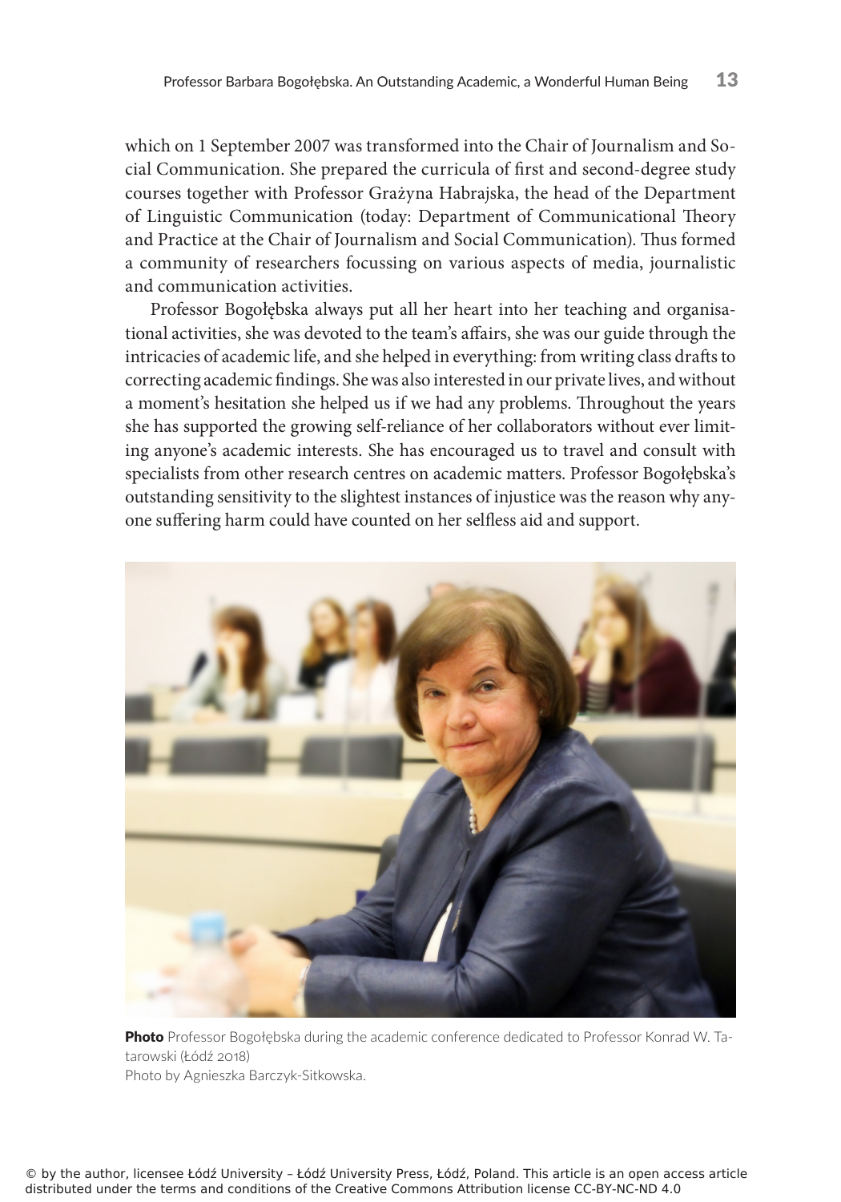which on 1 September 2007 was transformed into the Chair of Journalism and Social Communication. She prepared the curricula of first and second-degree study courses together with Professor Grażyna Habrajska, the head of the Department of Linguistic Communication (today: Department of Communicational Theory and Practice at the Chair of Journalism and Social Communication). Thus formed a community of researchers focussing on various aspects of media, journalistic and communication activities.

Professor Bogołębska always put all her heart into her teaching and organisational activities, she was devoted to the team's affairs, she was our guide through the intricacies of academic life, and she helped in everything: from writing class drafts to correcting academic findings. She was also interested in our private lives, and without a moment's hesitation she helped us if we had any problems. Throughout the years she has supported the growing self-reliance of her collaborators without ever limiting anyone's academic interests. She has encouraged us to travel and consult with specialists from other research centres on academic matters. Professor Bogołębska's outstanding sensitivity to the slightest instances of injustice was the reason why anyone suffering harm could have counted on her selfless aid and support.

**Photo** Professor Bogołębska during the academic conference dedicated to Professor Konrad W. Tatarowski (Łódź 2018)
Photo by Agnieszka Barczyk-Sitkowska.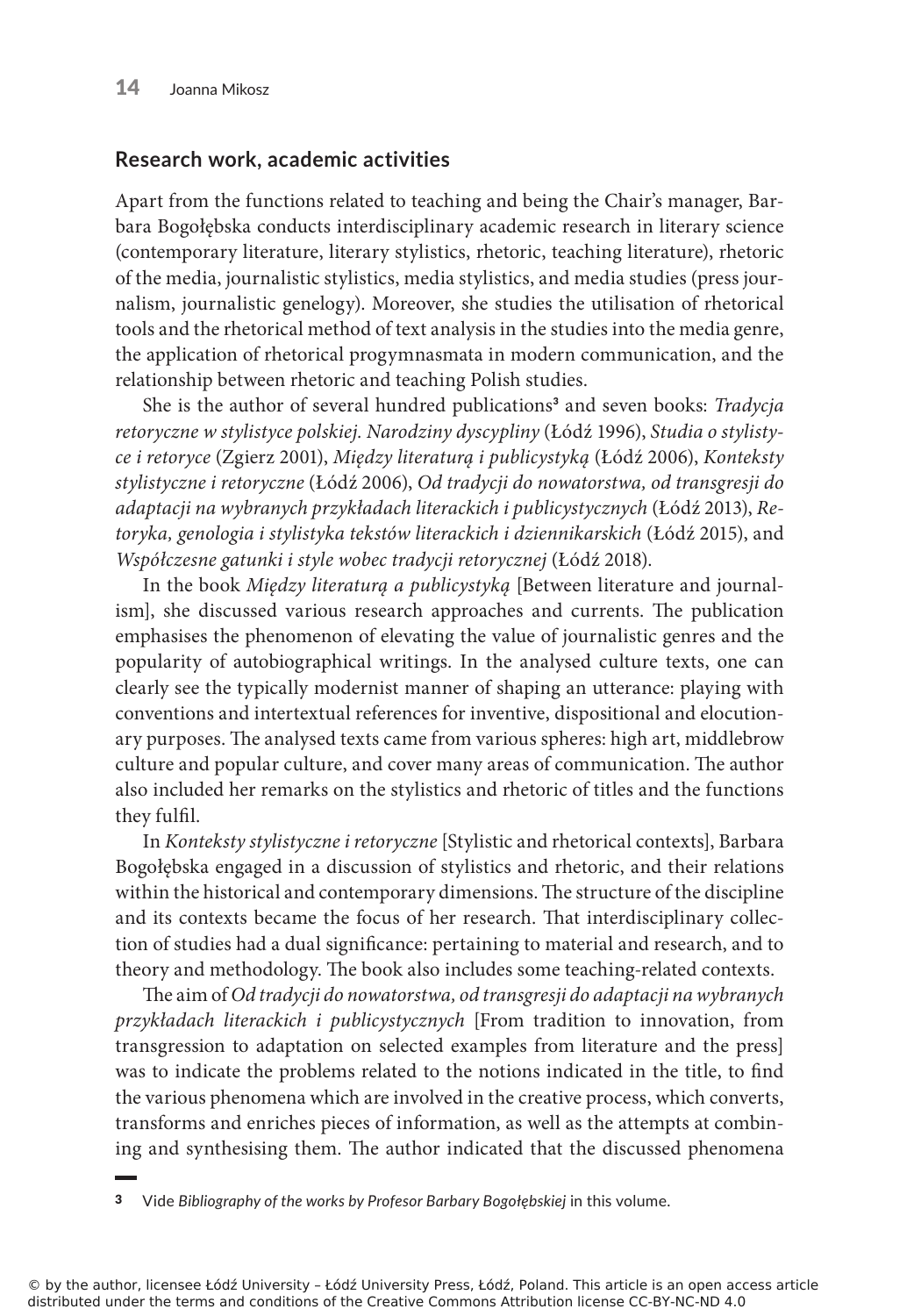## Research work, academic activities

Apart from the functions related to teaching and being the Chair's manager, Barbara Bogołębska conducts interdisciplinary academic research in literary science (contemporary literature, literary stylistics, rhetoric, teaching literature), rhetoric of the media, journalistic stylistics, media stylistics, and media studies (press journalism, journalistic genelogy). Moreover, she studies the utilisation of rhetorical tools and the rhetorical method of text analysis in the studies into the media genre, the application of rhetorical progymnasmata in modern communication, and the relationship between rhetoric and teaching Polish studies.

She is the author of several hundred publications[3] and seven books: *Tradycja retoryczne w stylistyce polskiej. Narodziny dyscypliny* (Łódź 1996), *Studia o stylistyce i retoryce* (Zgierz 2001), *Między literaturą i publicystyką* (Łódź 2006), *Konteksty stylistyczne i retoryczne* (Łódź 2006), *Od tradycji do nowatorstwa, od transgresji do adaptacji na wybranych przykładach literackich i publicystycznych* (Łódź 2013), *Retoryka, genologia i stylistyka tekstów literackich i dziennikarskich* (Łódź 2015), and *Współczesne gatunki i style wobec tradycji retorycznej* (Łódź 2018).

In the book *Między literaturą a publicystyką* [Between literature and journalism], she discussed various research approaches and currents. The publication emphasises the phenomenon of elevating the value of journalistic genres and the popularity of autobiographical writings. In the analysed culture texts, one can clearly see the typically modernist manner of shaping an utterance: playing with conventions and intertextual references for inventive, dispositional and elocutionary purposes. The analysed texts came from various spheres: high art, middlebrow culture and popular culture, and cover many areas of communication. The author also included her remarks on the stylistics and rhetoric of titles and the functions they fulfil.

In *Konteksty stylistyczne i retoryczne* [Stylistic and rhetorical contexts], Barbara Bogołębska engaged in a discussion of stylistics and rhetoric, and their relations within the historical and contemporary dimensions. The structure of the discipline and its contexts became the focus of her research. That interdisciplinary collection of studies had a dual significance: pertaining to material and research, and to theory and methodology. The book also includes some teaching-related contexts.

The aim of *Od tradycji do nowatorstwa, od transgresji do adaptacji na wybranych przykładach literackich i publicystycznych* [From tradition to innovation, from transgression to adaptation on selected examples from literature and the press] was to indicate the problems related to the notions indicated in the title, to find the various phenomena which are involved in the creative process, which converts, transforms and enriches pieces of information, as well as the attempts at combining and synthesising them. The author indicated that the discussed phenomena

---

[3] Vide *Bibliography of the works by Profesor Barbary Bogołębskiej* in this volume.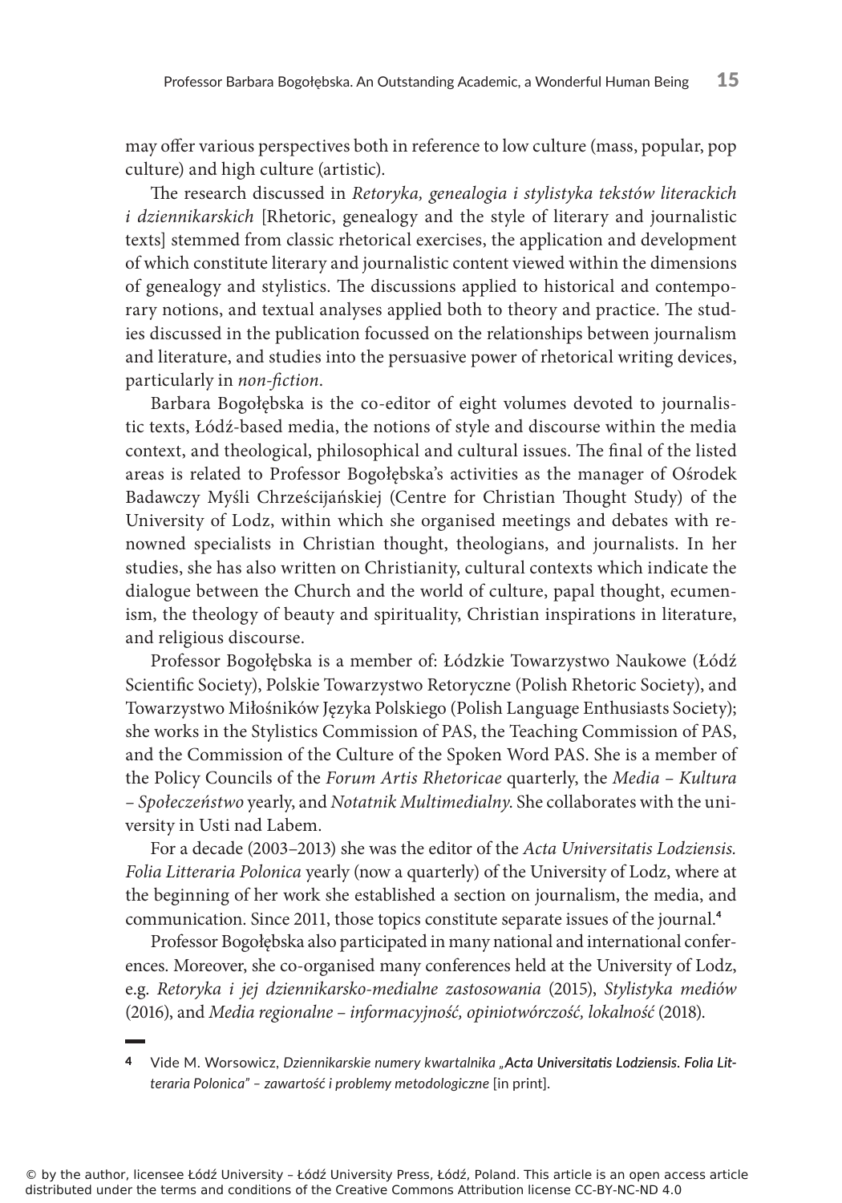may offer various perspectives both in reference to low culture (mass, popular, pop culture) and high culture (artistic).

The research discussed in *Retoryka, genealogia i stylistyka tekstów literackich i dziennikarskich* [Rhetoric, genealogy and the style of literary and journalistic texts] stemmed from classic rhetorical exercises, the application and development of which constitute literary and journalistic content viewed within the dimensions of genealogy and stylistics. The discussions applied to historical and contemporary notions, and textual analyses applied both to theory and practice. The studies discussed in the publication focussed on the relationships between journalism and literature, and studies into the persuasive power of rhetorical writing devices, particularly in *non-fiction*.

Barbara Bogołębska is the co-editor of eight volumes devoted to journalistic texts, Łódź-based media, the notions of style and discourse within the media context, and theological, philosophical and cultural issues. The final of the listed areas is related to Professor Bogołębska's activities as the manager of Ośrodek Badawczy Myśli Chrześcijańskiej (Centre for Christian Thought Study) of the University of Lodz, within which she organised meetings and debates with renowned specialists in Christian thought, theologians, and journalists. In her studies, she has also written on Christianity, cultural contexts which indicate the dialogue between the Church and the world of culture, papal thought, ecumenism, the theology of beauty and spirituality, Christian inspirations in literature, and religious discourse.

Professor Bogołębska is a member of: Łódzkie Towarzystwo Naukowe (Łódź Scientific Society), Polskie Towarzystwo Retoryczne (Polish Rhetoric Society), and Towarzystwo Miłośników Języka Polskiego (Polish Language Enthusiasts Society); she works in the Stylistics Commission of PAS, the Teaching Commission of PAS, and the Commission of the Culture of the Spoken Word PAS. She is a member of the Policy Councils of the *Forum Artis Rhetoricae* quarterly, the *Media – Kultura – Społeczeństwo* yearly, and *Notatnik Multimedialny*. She collaborates with the university in Usti nad Labem.

For a decade (2003–2013) she was the editor of the *Acta Universitatis Lodziensis. Folia Litteraria Polonica* yearly (now a quarterly) of the University of Lodz, where at the beginning of her work she established a section on journalism, the media, and communication. Since 2011, those topics constitute separate issues of the journal.[4]

Professor Bogołębska also participated in many national and international conferences. Moreover, she co-organised many conferences held at the University of Lodz, e.g. *Retoryka i jej dziennikarsko-medialne zastosowania* (2015), *Stylistyka mediów* (2016), and *Media regionalne – informacyjność, opiniotwórczość, lokalność* (2018).

---

4 Vide M. Worsowicz, *Dziennikarskie numery kwartalnika „**Acta Universitatis Lodziensis. Folia Litteraria Polonica**" – zawartość i problemy metodologiczne* [in print].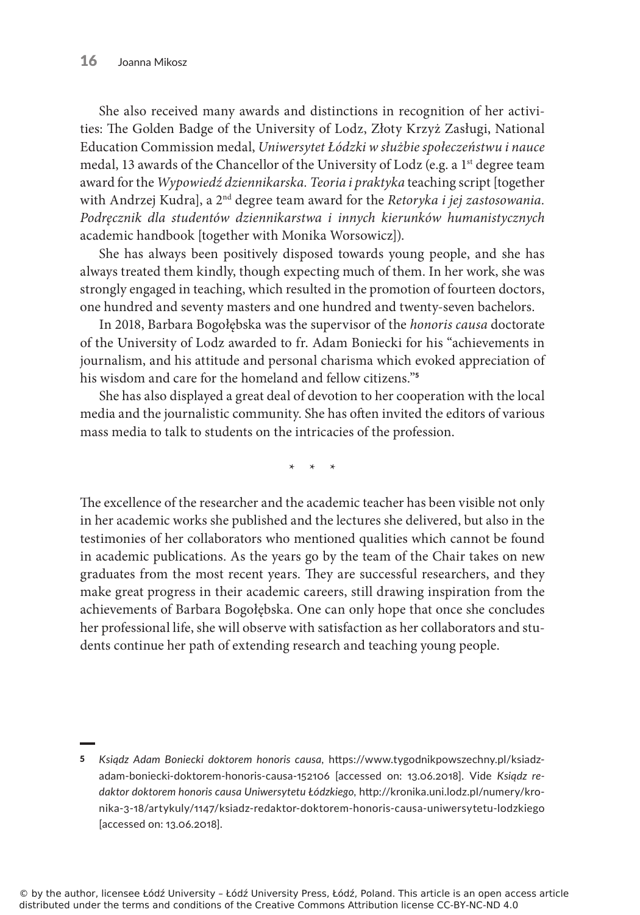She also received many awards and distinctions in recognition of her activities: The Golden Badge of the University of Lodz, Złoty Krzyż Zasługi, National Education Commission medal, *Uniwersytet Łódzki w służbie społeczeństwu i nauce* medal, 13 awards of the Chancellor of the University of Lodz (e.g. a 1st degree team award for the *Wypowiedź dziennikarska. Teoria i praktyka* teaching script [together with Andrzej Kudra], a 2nd degree team award for the *Retoryka i jej zastosowania. Podręcznik dla studentów dziennikarstwa i innych kierunków humanistycznych* academic handbook [together with Monika Worsowicz]).

She has always been positively disposed towards young people, and she has always treated them kindly, though expecting much of them. In her work, she was strongly engaged in teaching, which resulted in the promotion of fourteen doctors, one hundred and seventy masters and one hundred and twenty-seven bachelors.

In 2018, Barbara Bogołębska was the supervisor of the *honoris causa* doctorate of the University of Lodz awarded to fr. Adam Boniecki for his "achievements in journalism, and his attitude and personal charisma which evoked appreciation of his wisdom and care for the homeland and fellow citizens."[5]

She has also displayed a great deal of devotion to her cooperation with the local media and the journalistic community. She has often invited the editors of various mass media to talk to students on the intricacies of the profession.

\* \* \*

The excellence of the researcher and the academic teacher has been visible not only in her academic works she published and the lectures she delivered, but also in the testimonies of her collaborators who mentioned qualities which cannot be found in academic publications. As the years go by the team of the Chair takes on new graduates from the most recent years. They are successful researchers, and they make great progress in their academic careers, still drawing inspiration from the achievements of Barbara Bogołębska. One can only hope that once she concludes her professional life, she will observe with satisfaction as her collaborators and students continue her path of extending research and teaching young people.

---

5 *Ksiądz Adam Boniecki doktorem honoris causa*, https://www.tygodnikpowszechny.pl/ksiadz-adam-boniecki-doktorem-honoris-causa-152106 [accessed on: 13.06.2018]. Vide *Ksiądz redaktor doktorem honoris causa Uniwersytetu Łódzkiego*, http://kronika.uni.lodz.pl/numery/kronika-3-18/artykuly/1147/ksiadz-redaktor-doktorem-honoris-causa-uniwersytetu-lodzkiego [accessed on: 13.06.2018].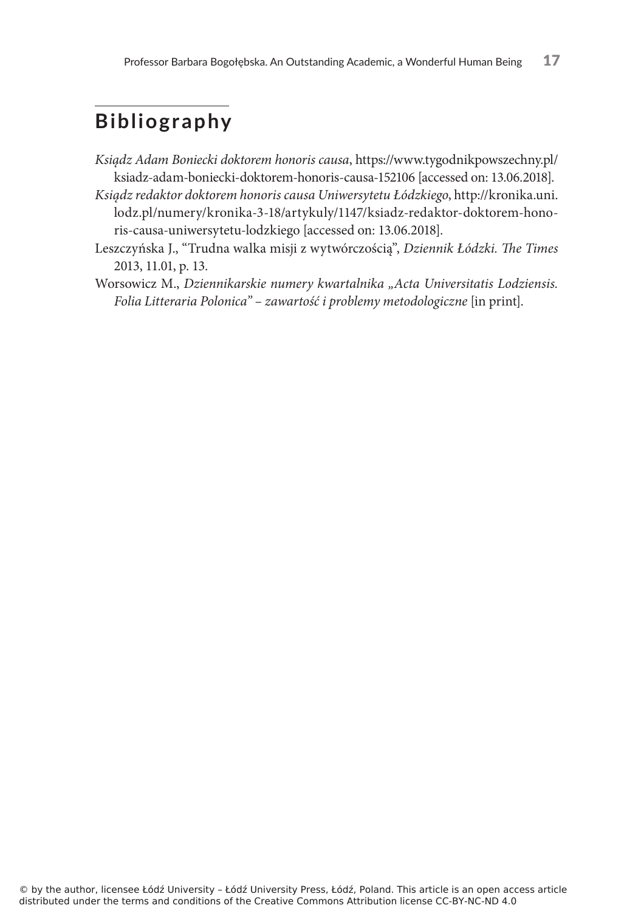## Bibliography

*Ksiądz Adam Boniecki doktorem honoris causa*, https://www.tygodnikpowszechny.pl/ksiadz-adam-boniecki-doktorem-honoris-causa-152106 [accessed on: 13.06.2018].

*Ksiądz redaktor doktorem honoris causa Uniwersytetu Łódzkiego*, http://kronika.uni.lodz.pl/numery/kronika-3-18/artykuly/1147/ksiadz-redaktor-doktorem-honoris-causa-uniwersytetu-lodzkiego [accessed on: 13.06.2018].

Leszczyńska J., "Trudna walka misji z wytwórczością", *Dziennik Łódzki. The Times* 2013, 11.01, p. 13.

Worsowicz M., *Dziennikarskie numery kwartalnika „Acta Universitatis Lodziensis. Folia Litteraria Polonica" – zawartość i problemy metodologiczne* [in print].

© by the author, licensee Łódź University – Łódź University Press, Łódź, Poland. This article is an open access article distributed under the terms and conditions of the Creative Commons Attribution license CC-BY-NC-ND 4.0